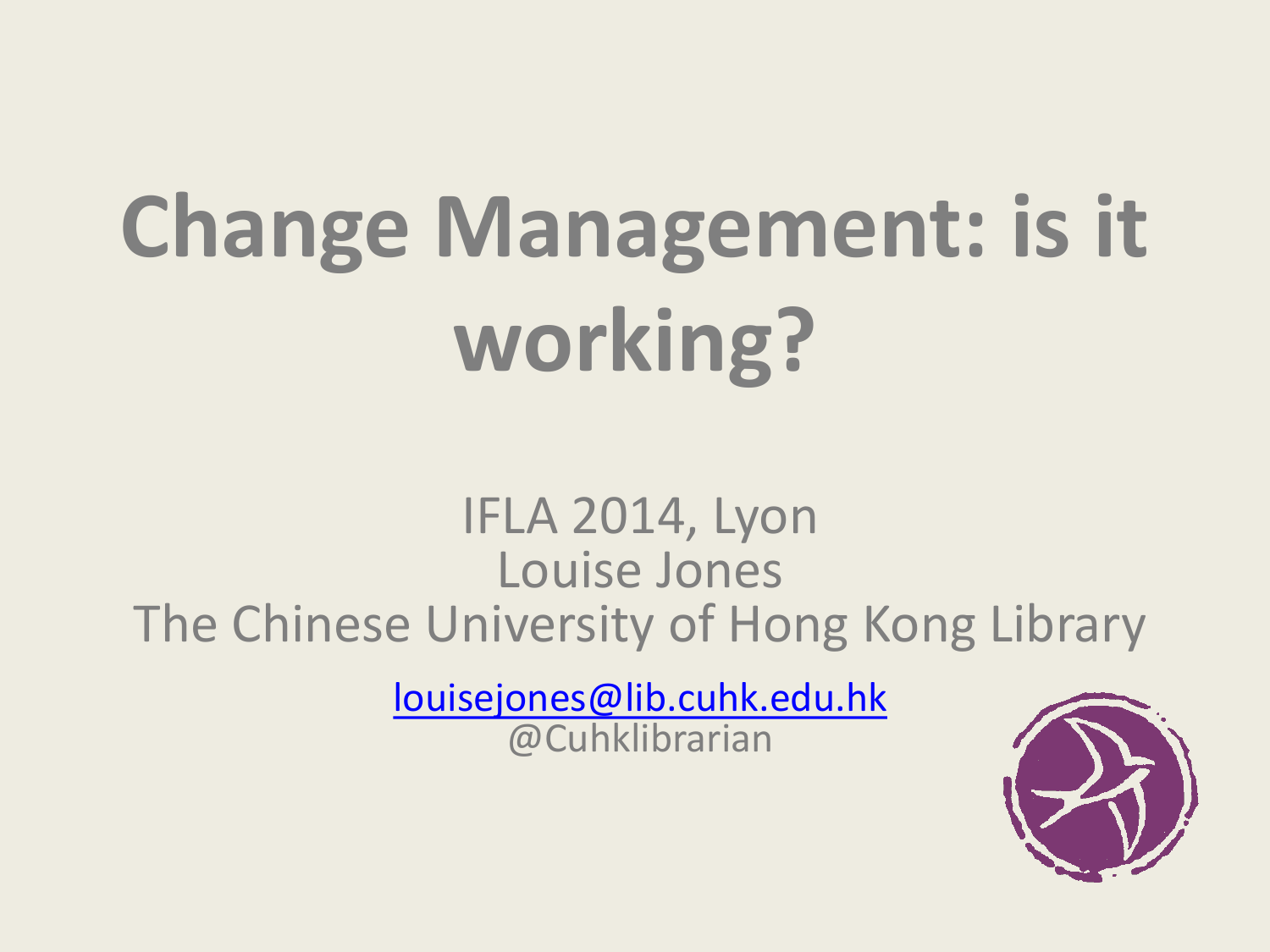# Change Management: is it working?

IFLA 2014, Lyon
Louise Jones
The Chinese University of Hong Kong Library

louisejones@lib.cuhk.edu.hk
@Cuhklibrarian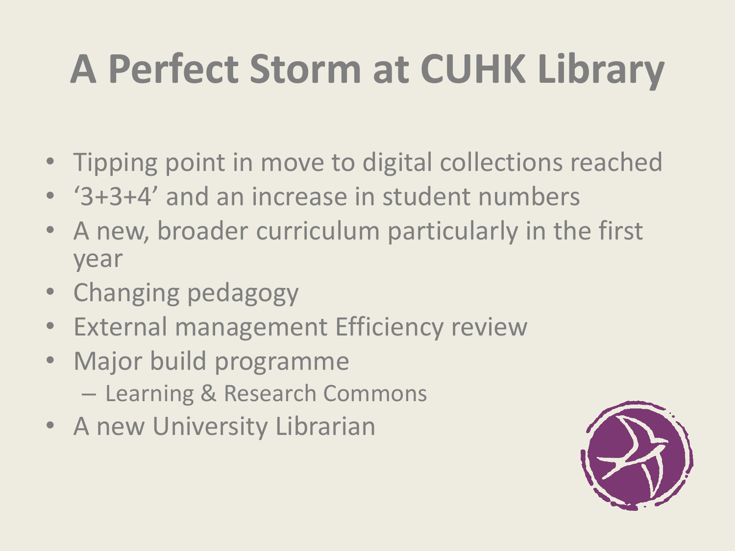# A Perfect Storm at CUHK Library

- Tipping point in move to digital collections reached
- '3+3+4' and an increase in student numbers
- A new, broader curriculum particularly in the first year
- Changing pedagogy
- External management Efficiency review
- Major build programme
  - Learning & Research Commons
- A new University Librarian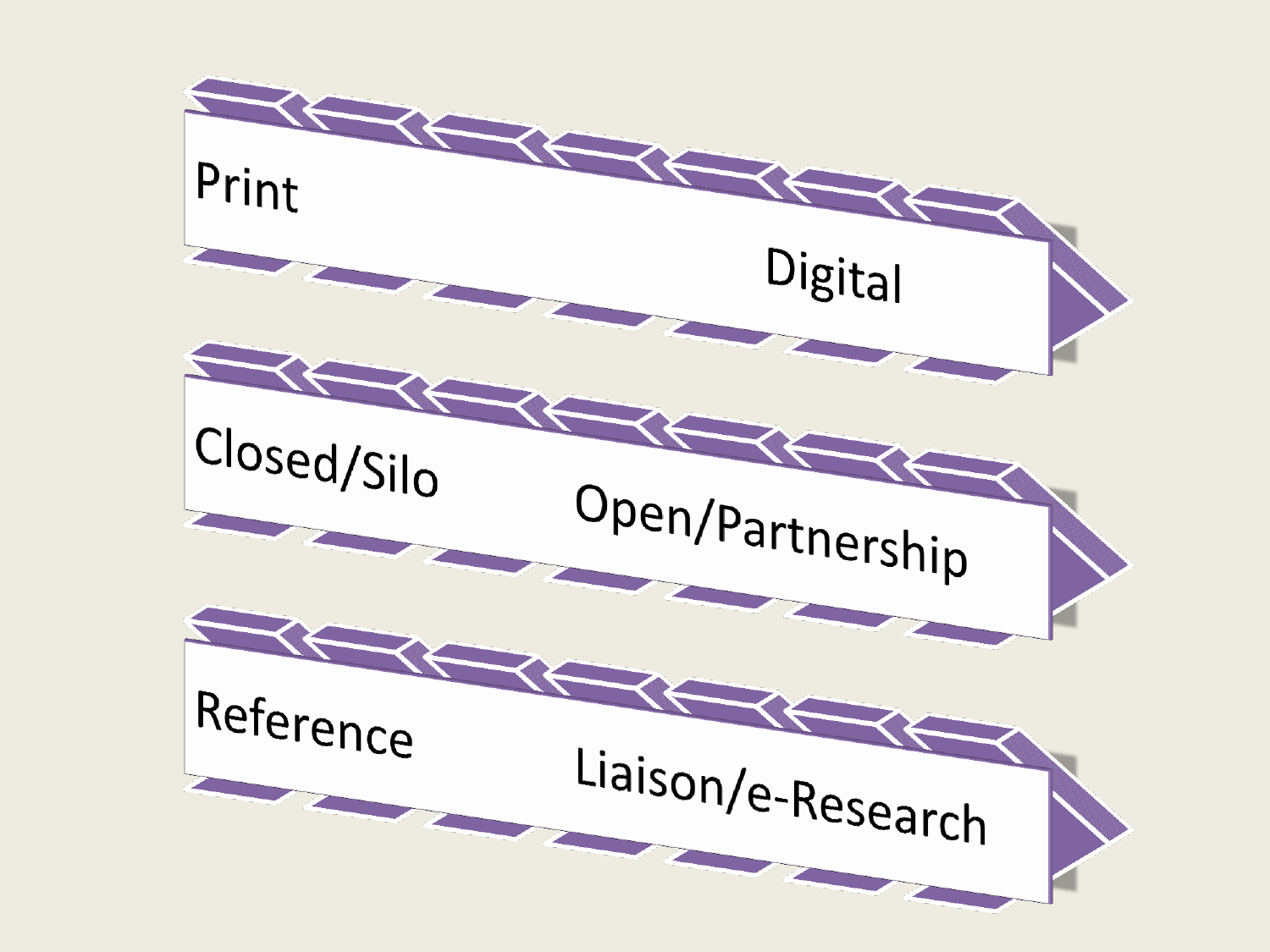Print → Digital

Closed/Silo → Open/Partnership

Reference → Liaison/e-Research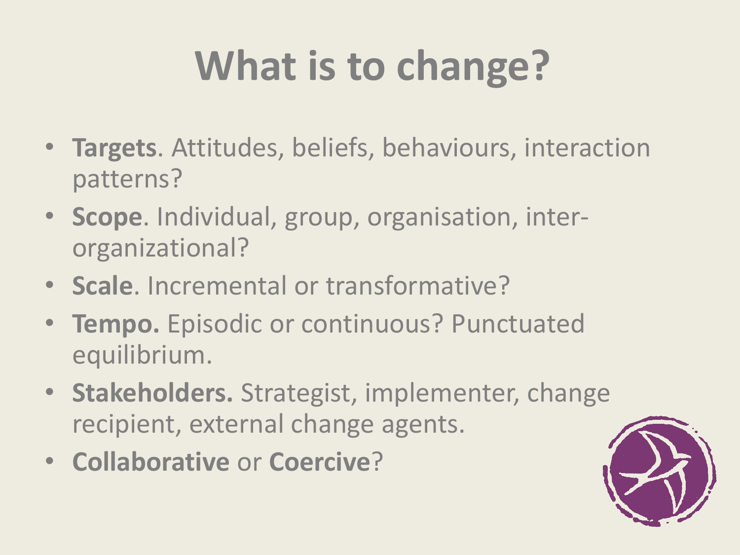# What is to change?

- **Targets**. Attitudes, beliefs, behaviours, interaction patterns?
- **Scope**. Individual, group, organisation, inter-organizational?
- **Scale**. Incremental or transformative?
- **Tempo.** Episodic or continuous? Punctuated equilibrium.
- **Stakeholders.** Strategist, implementer, change recipient, external change agents.
- **Collaborative** or **Coercive**?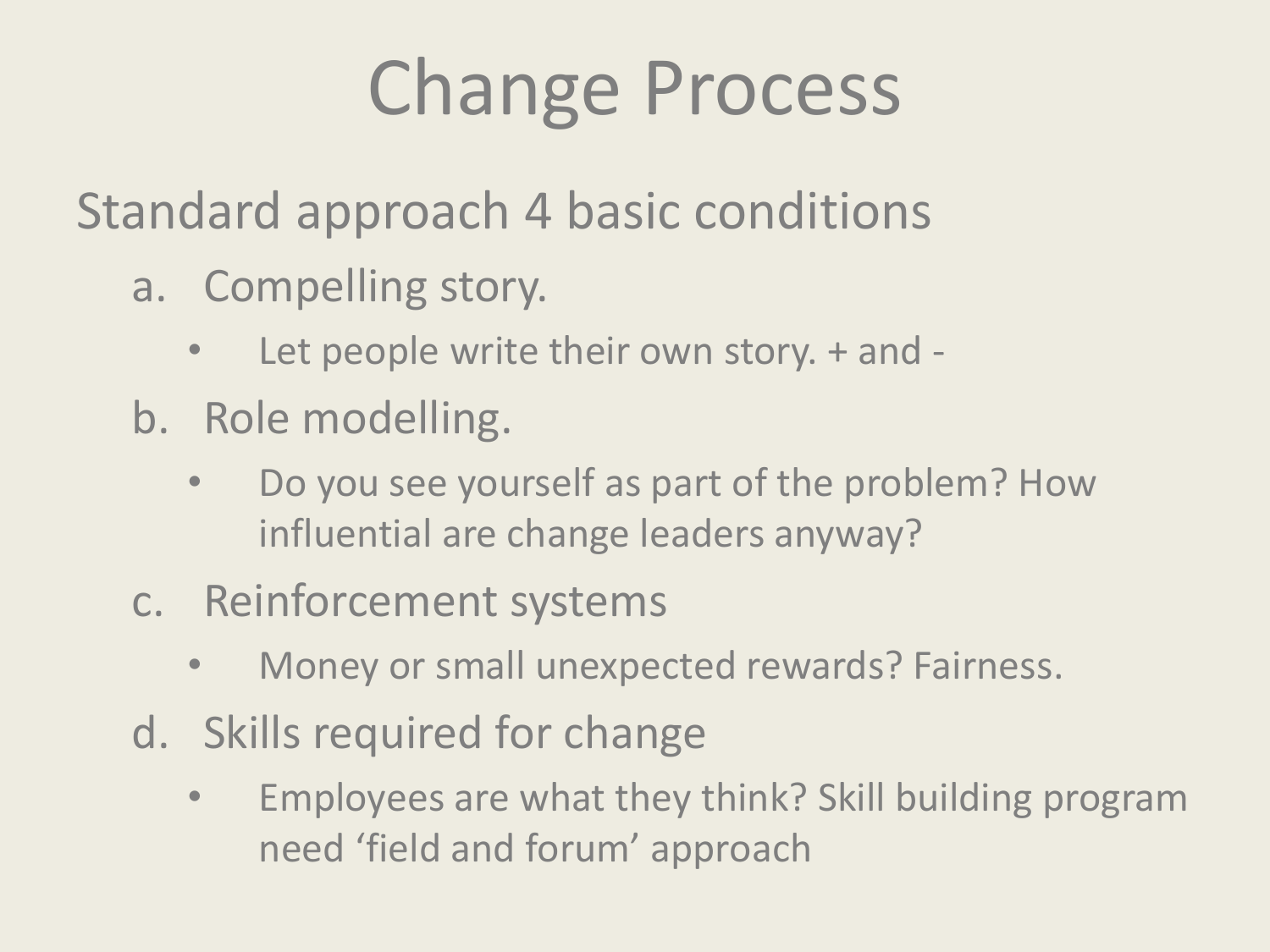# Change Process

Standard approach 4 basic conditions

a. Compelling story.
   - Let people write their own story. + and -
b. Role modelling.
   - Do you see yourself as part of the problem? How influential are change leaders anyway?
c. Reinforcement systems
   - Money or small unexpected rewards? Fairness.
d. Skills required for change
   - Employees are what they think? Skill building program need ‘field and forum’ approach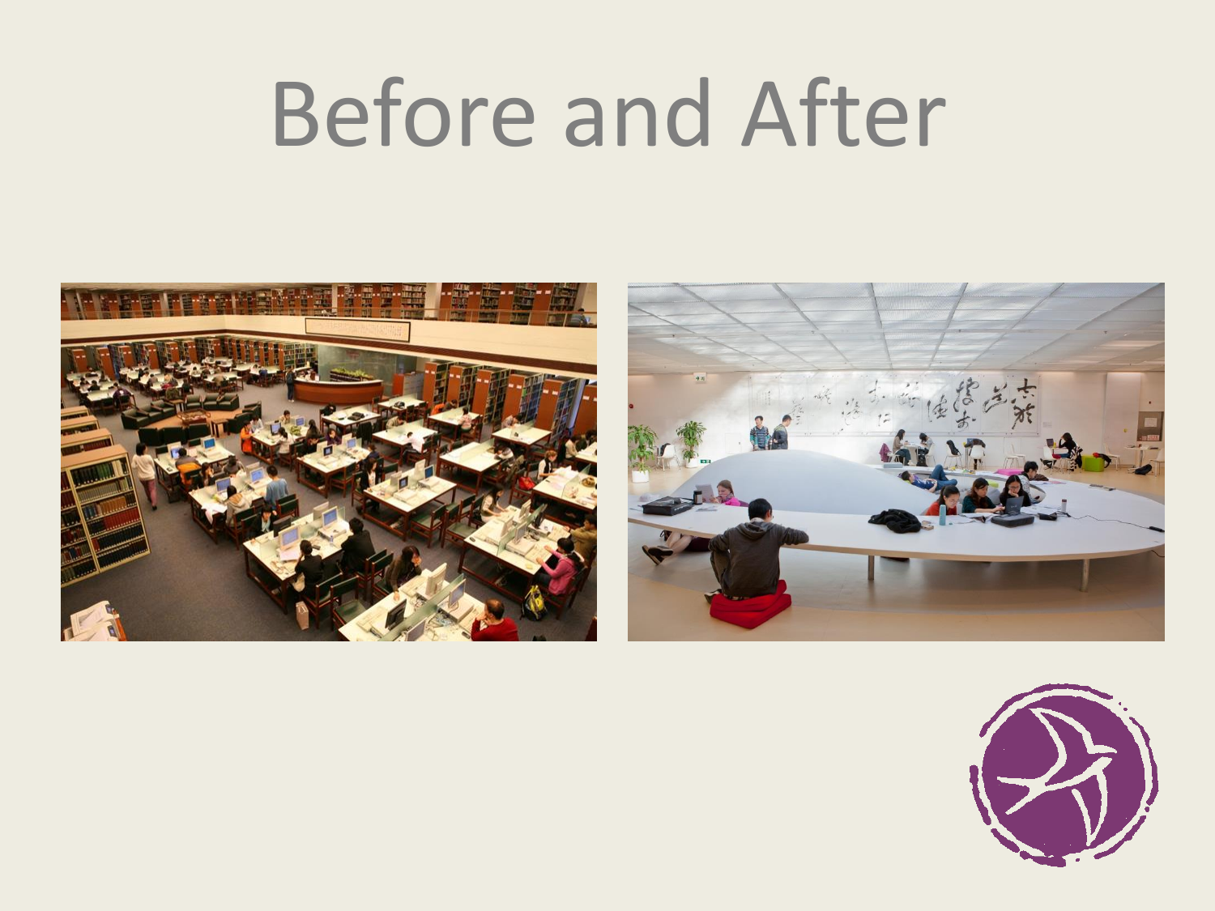# Before and After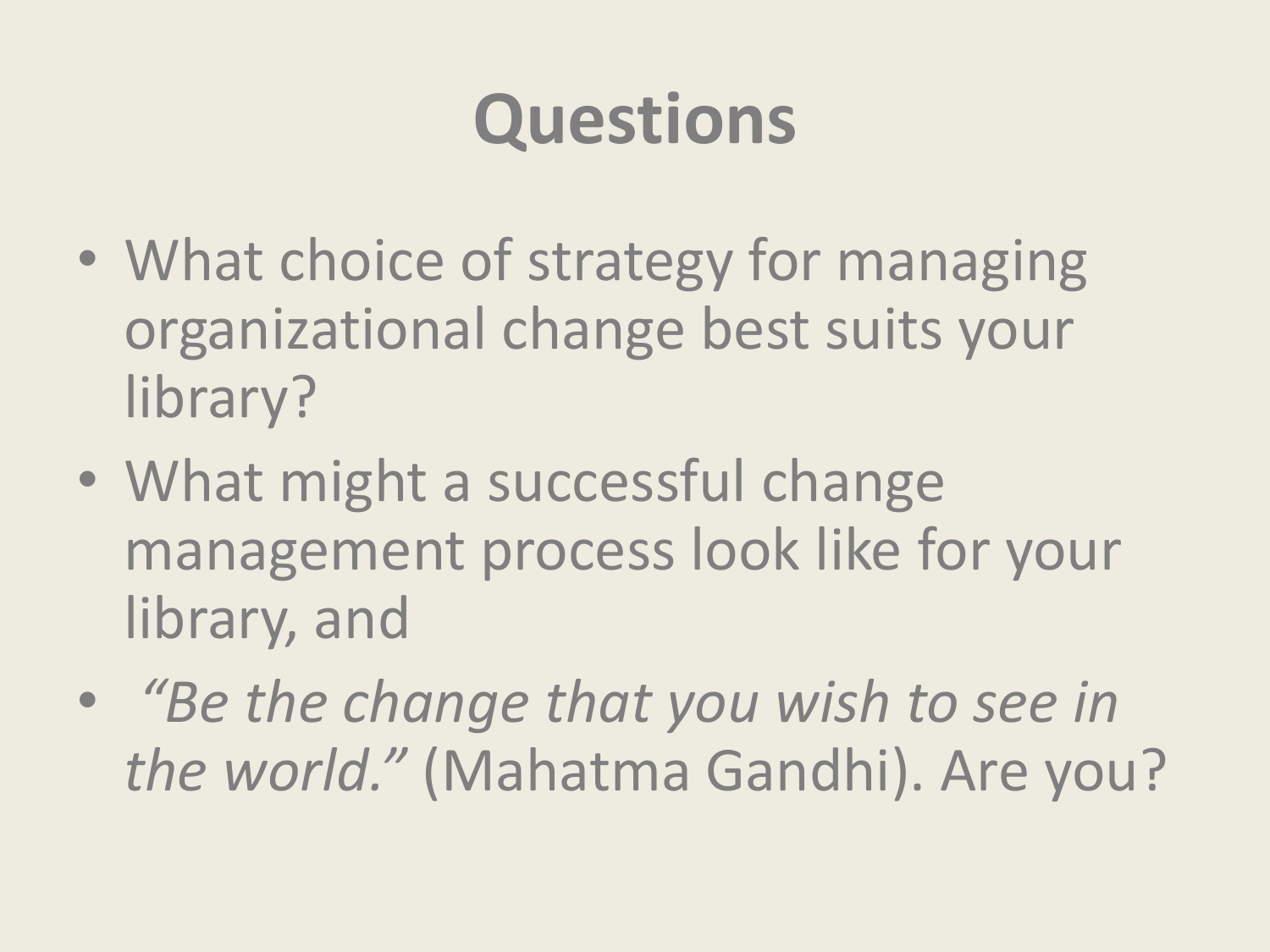# Questions

- What choice of strategy for managing organizational change best suits your library?
- What might a successful change management process look like for your library, and
- *"Be the change that you wish to see in the world."* (Mahatma Gandhi). Are you?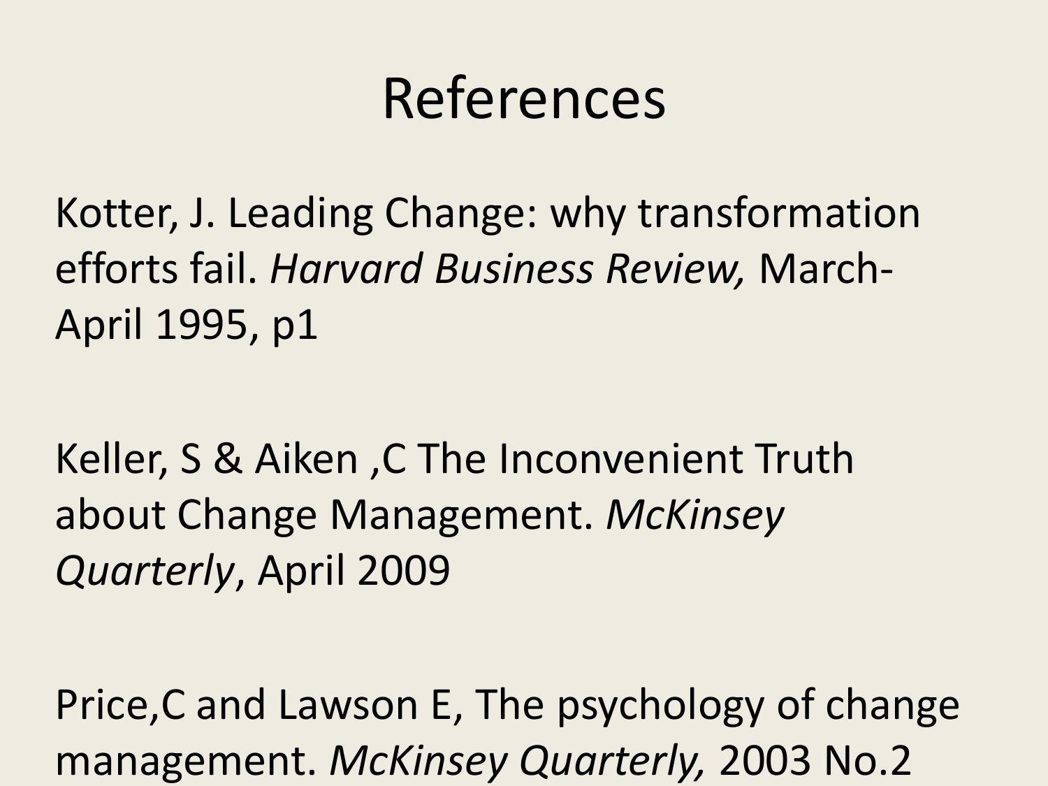# References

Kotter, J. Leading Change: why transformation efforts fail. *Harvard Business Review,* March-April 1995, p1

Keller, S & Aiken ,C The Inconvenient Truth about Change Management. *McKinsey Quarterly*, April 2009

Price,C and Lawson E, The psychology of change management. *McKinsey Quarterly,* 2003 No.2